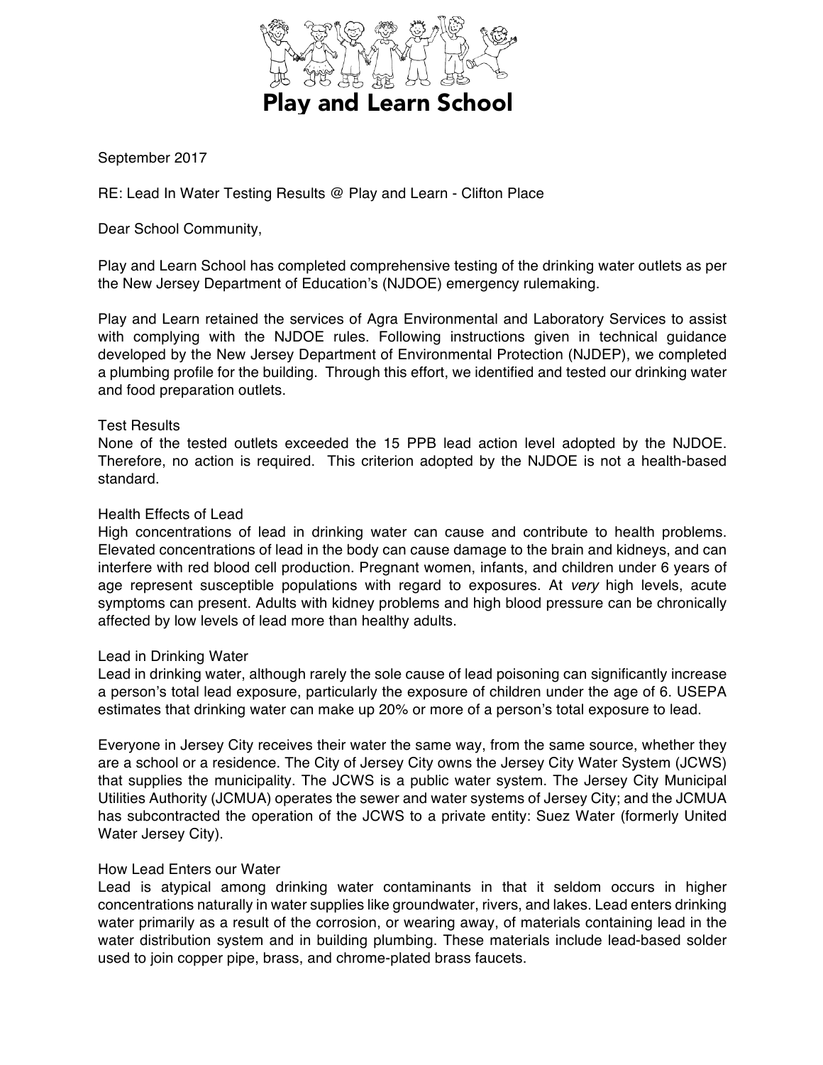# Play and Learn School

September 2017

RE: Lead In Water Testing Results @ Play and Learn - Clifton Place

Dear School Community,

Play and Learn School has completed comprehensive testing of the drinking water outlets as per the New Jersey Department of Education's (NJDOE) emergency rulemaking.

Play and Learn retained the services of Agra Environmental and Laboratory Services to assist with complying with the NJDOE rules. Following instructions given in technical guidance developed by the New Jersey Department of Environmental Protection (NJDEP), we completed a plumbing profile for the building. Through this effort, we identified and tested our drinking water and food preparation outlets.

## Test Results

None of the tested outlets exceeded the 15 PPB lead action level adopted by the NJDOE. Therefore, no action is required. This criterion adopted by the NJDOE is not a health-based standard.

## Health Effects of Lead

High concentrations of lead in drinking water can cause and contribute to health problems. Elevated concentrations of lead in the body can cause damage to the brain and kidneys, and can interfere with red blood cell production. Pregnant women, infants, and children under 6 years of age represent susceptible populations with regard to exposures. At *very* high levels, acute symptoms can present. Adults with kidney problems and high blood pressure can be chronically affected by low levels of lead more than healthy adults.

## Lead in Drinking Water

Lead in drinking water, although rarely the sole cause of lead poisoning can significantly increase a person's total lead exposure, particularly the exposure of children under the age of 6. USEPA estimates that drinking water can make up 20% or more of a person's total exposure to lead.

Everyone in Jersey City receives their water the same way, from the same source, whether they are a school or a residence. The City of Jersey City owns the Jersey City Water System (JCWS) that supplies the municipality. The JCWS is a public water system. The Jersey City Municipal Utilities Authority (JCMUA) operates the sewer and water systems of Jersey City; and the JCMUA has subcontracted the operation of the JCWS to a private entity: Suez Water (formerly United Water Jersey City).

## How Lead Enters our Water

Lead is atypical among drinking water contaminants in that it seldom occurs in higher concentrations naturally in water supplies like groundwater, rivers, and lakes. Lead enters drinking water primarily as a result of the corrosion, or wearing away, of materials containing lead in the water distribution system and in building plumbing. These materials include lead-based solder used to join copper pipe, brass, and chrome-plated brass faucets.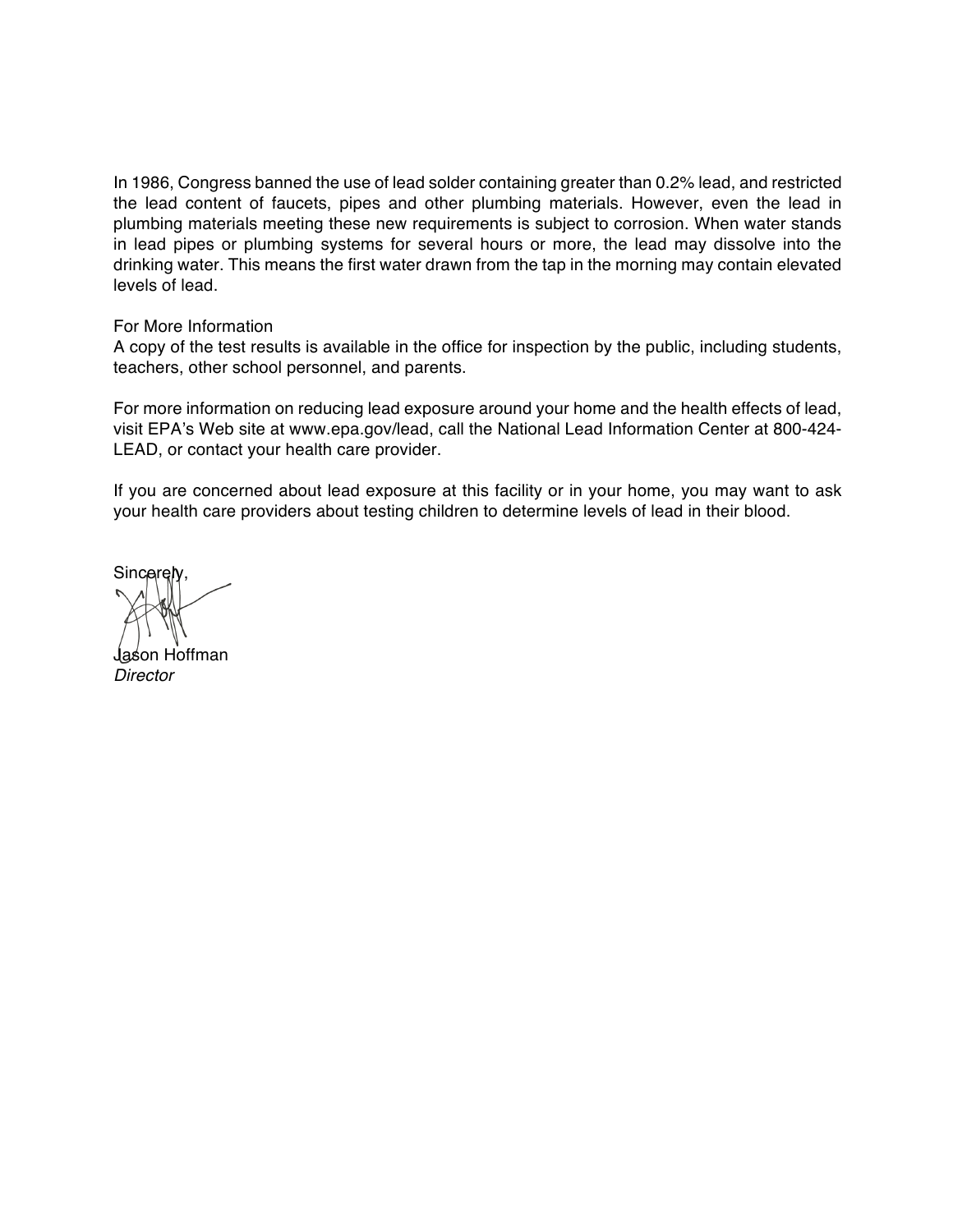In 1986, Congress banned the use of lead solder containing greater than 0.2% lead, and restricted the lead content of faucets, pipes and other plumbing materials. However, even the lead in plumbing materials meeting these new requirements is subject to corrosion. When water stands in lead pipes or plumbing systems for several hours or more, the lead may dissolve into the drinking water. This means the first water drawn from the tap in the morning may contain elevated levels of lead.

For More Information

A copy of the test results is available in the office for inspection by the public, including students, teachers, other school personnel, and parents.

For more information on reducing lead exposure around your home and the health effects of lead, visit EPA's Web site at www.epa.gov/lead, call the National Lead Information Center at 800-424-LEAD, or contact your health care provider.

If you are concerned about lead exposure at this facility or in your home, you may want to ask your health care providers about testing children to determine levels of lead in their blood.

Sincerely,

Jason Hoffman
*Director*